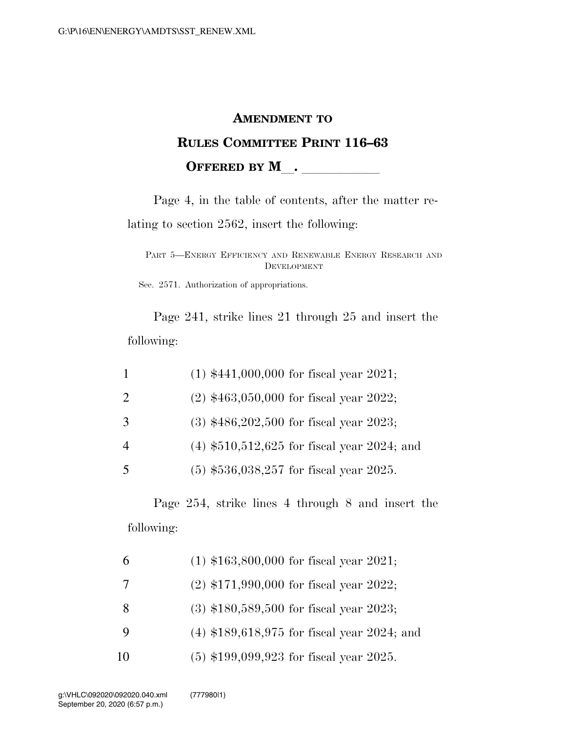**AMENDMENT TO**

**RULES COMMITTEE PRINT 116–63**

**OFFERED BY M\_\_. \_\_\_\_\_\_\_\_\_\_\_**

Page 4, in the table of contents, after the matter relating to section 2562, insert the following:

PART 5—ENERGY EFFICIENCY AND RENEWABLE ENERGY RESEARCH AND DEVELOPMENT

Sec. 2571. Authorization of appropriations.

Page 241, strike lines 21 through 25 and insert the following:

1 (1) $441,000,000 for fiscal year 2021;

2 (2) $463,050,000 for fiscal year 2022;

3 (3) $486,202,500 for fiscal year 2023;

4 (4) $510,512,625 for fiscal year 2024; and

5 (5) $536,038,257 for fiscal year 2025.

Page 254, strike lines 4 through 8 and insert the following:

6 (1) $163,800,000 for fiscal year 2021;

7 (2) $171,990,000 for fiscal year 2022;

8 (3) $180,589,500 for fiscal year 2023;

9 (4) $189,618,975 for fiscal year 2024; and

10 (5) $199,099,923 for fiscal year 2025.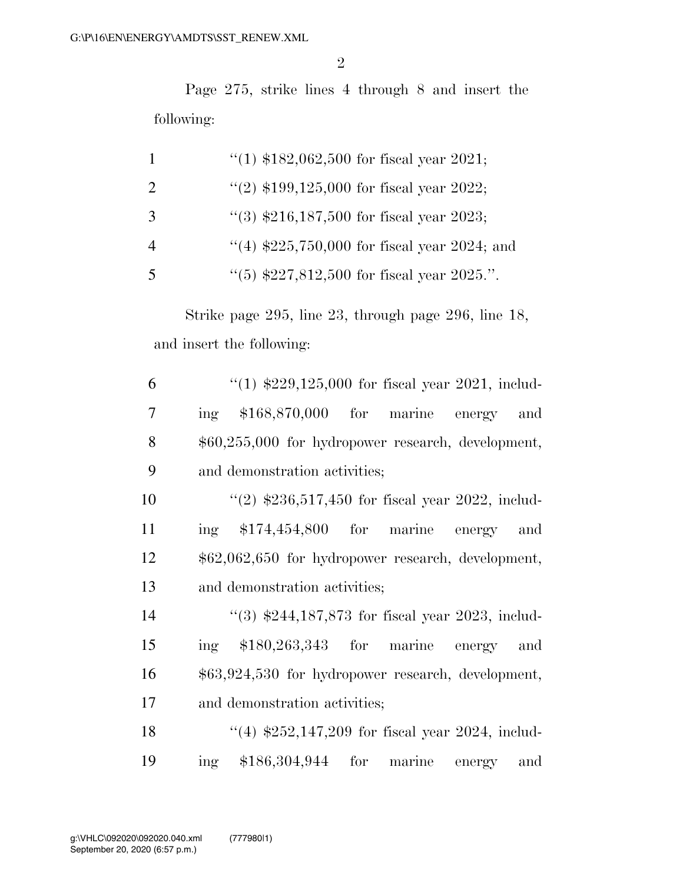Page 275, strike lines 4 through 8 and insert the following:

1 "(1) $182,062,500 for fiscal year 2021;
2 "(2) $199,125,000 for fiscal year 2022;
3 "(3) $216,187,500 for fiscal year 2023;
4 "(4) $225,750,000 for fiscal year 2024; and
5 "(5) $227,812,500 for fiscal year 2025.".

Strike page 295, line 23, through page 296, line 18, and insert the following:

6 "(1) $229,125,000 for fiscal year 2021, includ-
7 ing $168,870,000 for marine energy and
8 $60,255,000 for hydropower research, development,
9 and demonstration activities;
10 "(2) $236,517,450 for fiscal year 2022, includ-
11 ing $174,454,800 for marine energy and
12 $62,062,650 for hydropower research, development,
13 and demonstration activities;
14 "(3) $244,187,873 for fiscal year 2023, includ-
15 ing $180,263,343 for marine energy and
16 $63,924,530 for hydropower research, development,
17 and demonstration activities;
18 "(4) $252,147,209 for fiscal year 2024, includ-
19 ing $186,304,944 for marine energy and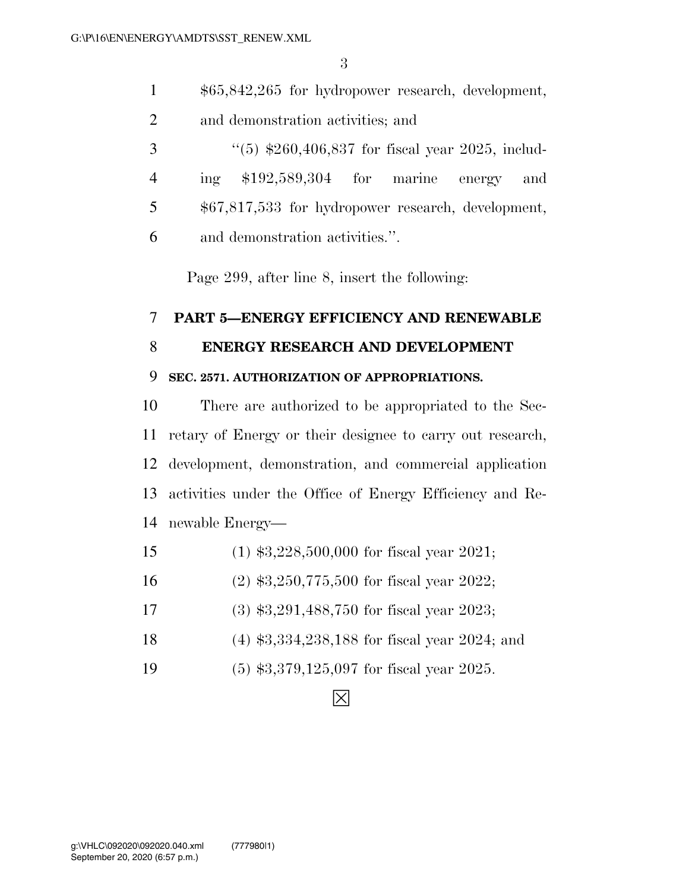$65,842,265 for hydropower research, development, and demonstration activities; and

"(5) $260,406,837 for fiscal year 2025, including $192,589,304 for marine energy and $67,817,533 for hydropower research, development, and demonstration activities.".

Page 299, after line 8, insert the following:

## PART 5—ENERGY EFFICIENCY AND RENEWABLE ENERGY RESEARCH AND DEVELOPMENT

### SEC. 2571. AUTHORIZATION OF APPROPRIATIONS.

There are authorized to be appropriated to the Secretary of Energy or their designee to carry out research, development, demonstration, and commercial application activities under the Office of Energy Efficiency and Renewable Energy—

(1) $3,228,500,000 for fiscal year 2021;

(2) $3,250,775,500 for fiscal year 2022;

(3) $3,291,488,750 for fiscal year 2023;

(4) $3,334,238,188 for fiscal year 2024; and

(5) $3,379,125,097 for fiscal year 2025.

☒